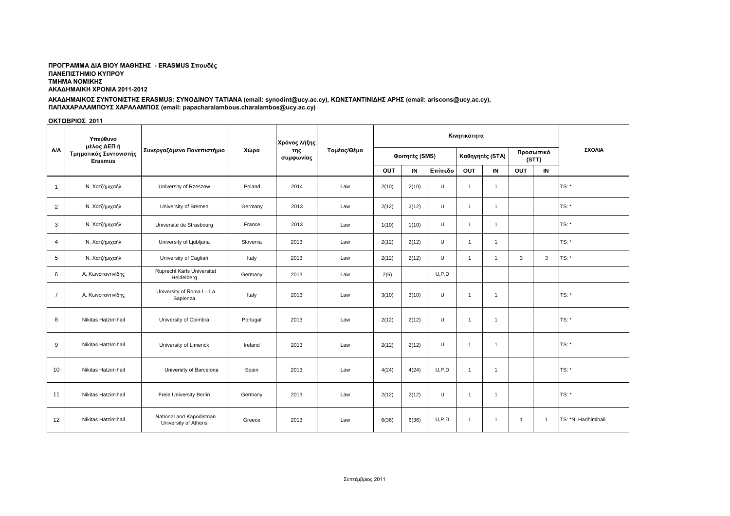**ΠΡΟΓΡΑΜΜΑ ΔΙΑ ΒΙΟΥ ΜΑΘΗΣΗΣ - ERASMUS Σπουδές**
**ΠΑΝΕΠΙΣΤΗΜΙΟ ΚΥΠΡΟΥ**
**ΤΜΗΜΑ ΝΟΜΙΚΗΣ**
**ΑΚΑΔΗΜΑΙΚΗ ΧΡΟΝΙΑ 2011-2012**

**ΑΚΑΔΗΜΑΙΚΟΣ ΣΥΝΤΟΝΙΣΤΗΣ ERASMUS: ΣΥΝΟΔΙΝΟΥ ΤΑΤΙΑΝΑ (email: synodint@ucy.ac.cy), ΚΩΝΣΤΑΝΤΙΝΙΔΗΣ ΑΡΗΣ (email: ariscons@ucy.ac.cy), ΠΑΠΑΧΑΡΑΛΑΜΠΟΥΣ ΧΑΡΑΛΑΜΠΟΣ (email: papacharalambous.charalambos@ucy.ac.cy)**

**ΟΚΤΩΒΡΙΟΣ 2011**

| Α/Α | Υπεύθυνο μέλος ΔΕΠ ή Τμηματικός Συντονιστής Erasmus | Συνεργαζόμενο Πανεπιστήμιο | Χώρα | Χρόνος λήξης της συμφωνίας | Τομέας/Θέμα | Κινητικότητα | | | | | | | ΣΧΟΛΙΑ |
|---|---|---|---|---|---|---|---|---|---|---|---|---|---|
| | | | | | | Φοιτητές (SMS) | | | Καθηγητές (STA) | | Προσωπικό (STT) | | |
| | | | | | | OUT | IN | Επίπεδο | OUT | IN | OUT | IN | |
| 1 | Ν. Χατζήμιχαήλ | University of Rzeszow | Poland | 2014 | Law | 2(10) | 2(10) | U | 1 | 1 | | | TS: * |
| 2 | Ν. Χατζήμιχαήλ | University of Bremen | Germany | 2013 | Law | 2(12) | 2(12) | U | 1 | 1 | | | TS: * |
| 3 | Ν. Χατζήμιχαήλ | Universite de Strasbourg | France | 2013 | Law | 1(10) | 1(10) | U | 1 | 1 | | | TS: * |
| 4 | Ν. Χατζήμιχαήλ | University of Ljubljana | Slovenia | 2013 | Law | 2(12) | 2(12) | U | 1 | 1 | | | TS: * |
| 5 | Ν. Χατζήμιχαήλ | University of Cagliari | Italy | 2013 | Law | 2(12) | 2(12) | U | 1 | 1 | 3 | 3 | TS: * |
| 6 | Α. Κωνσταντινίδης | Ruprecht Karls Universitat Heidelberg | Germany | 2013 | Law | 2(6) | | U,P,D | | | | | |
| 7 | Α. Κωνσταντινίδης | University of Roma I – La Sapienza | Italy | 2013 | Law | 3(10) | 3(10) | U | 1 | 1 | | | TS: * |
| 8 | Nikitas Hatzimihail | University of Coimbra | Portugal | 2013 | Law | 2(12) | 2(12) | U | 1 | 1 | | | TS: * |
| 9 | Nikitas Hatzimihail | University of Limerick | Ireland | 2013 | Law | 2(12) | 2(12) | U | 1 | 1 | | | TS: * |
| 10 | Nikitas Hatzimihail | University of Barcelona | Spain | 2013 | Law | 4(24) | 4(24) | U,P,D | 1 | 1 | | | TS: * |
| 11 | Nikitas Hatzimihail | Freie University Berlin | Germany | 2013 | Law | 2(12) | 2(12) | U | 1 | 1 | | | TS: * |
| 12 | Nikitas Hatzimihail | National and Kapodistrian University of Athens | Greece | 2013 | Law | 6(36) | 6(36) | U,P,D | 1 | 1 | 1 | 1 | TS: *N. Hadhimihail |

Σεπτέμβριος 2011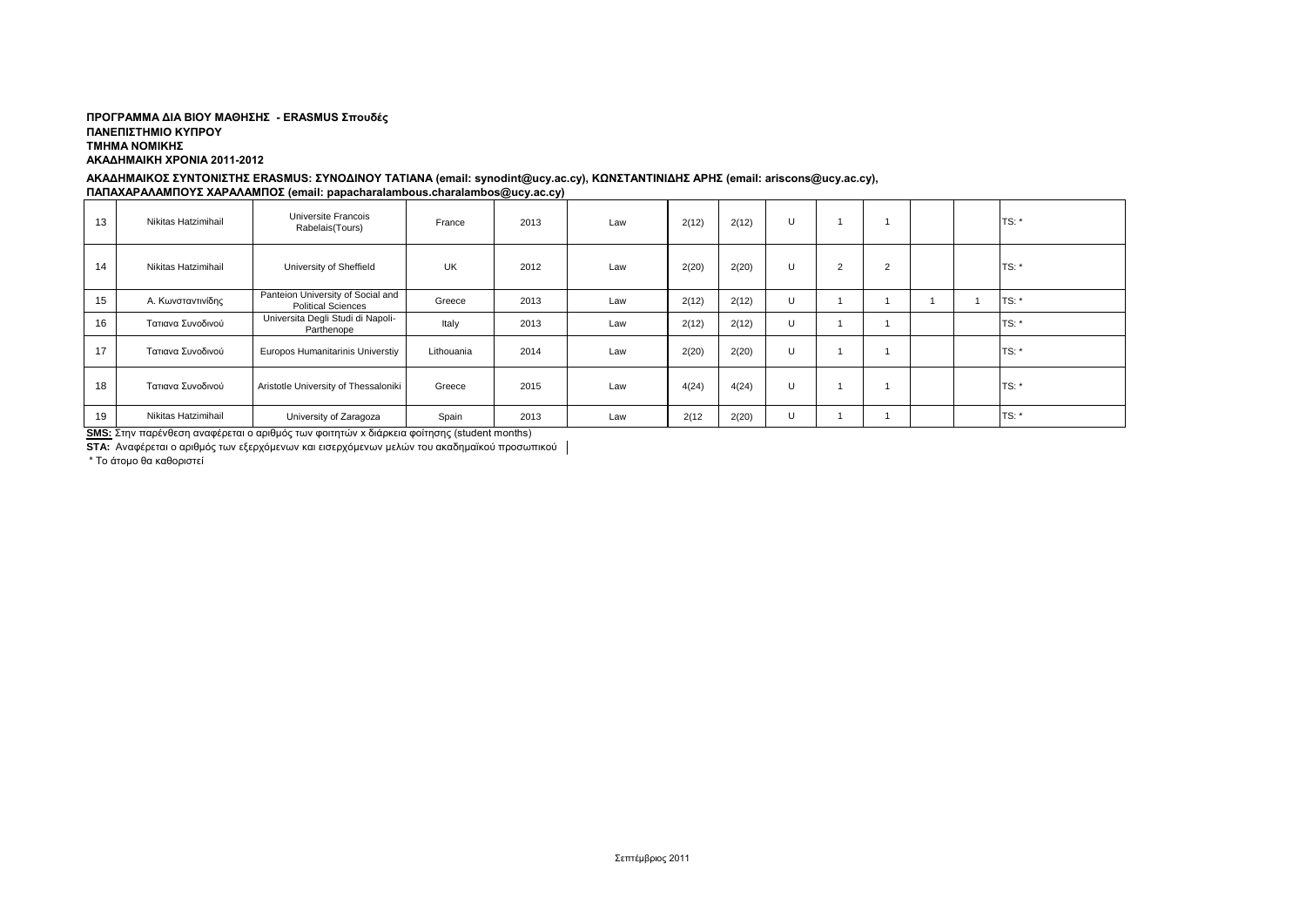**ΠΡΟΓΡΑΜΜΑ ΔΙΑ ΒΙΟΥ ΜΑΘΗΣΗΣ - ERASMUS Σπουδές**
**ΠΑΝΕΠΙΣΤΗΜΙΟ ΚΥΠΡΟΥ**
**ΤΜΗΜΑ ΝΟΜΙΚΗΣ**
**ΑΚΑΔΗΜΑΙΚΗ ΧΡΟΝΙΑ 2011-2012**

**ΑΚΑΔΗΜΑΙΚΟΣ ΣΥΝΤΟΝΙΣΤΗΣ ERASMUS: ΣΥΝΟΔΙΝΟΥ ΤΑΤΙΑΝΑ (email: synodint@ucy.ac.cy), ΚΩΝΣΤΑΝΤΙΝΙΔΗΣ ΑΡΗΣ (email: ariscons@ucy.ac.cy), ΠΑΠΑΧΑΡΑΛΑΜΠΟΥΣ ΧΑΡΑΛΑΜΠΟΣ (email: papacharalambous.charalambos@ucy.ac.cy)**

| | | | | | | | | | | | | | |
|---|---|---|---|---|---|---|---|---|---|---|---|---|---|
| 13 | Nikitas Hatzimihail | Universite Francois Rabelais(Tours) | France | 2013 | Law | 2(12) | 2(12) | U | 1 | 1 | | | TS: * |
| 14 | Nikitas Hatzimihail | University of Sheffield | UK | 2012 | Law | 2(20) | 2(20) | U | 2 | 2 | | | TS: * |
| 15 | Α. Κωνσταντινίδης | Panteion University of Social and Political Sciences | Greece | 2013 | Law | 2(12) | 2(12) | U | 1 | 1 | 1 | 1 | TS: * |
| 16 | Τατιανα Συνοδινού | Universita Degli Studi di Napoli-Parthenope | Italy | 2013 | Law | 2(12) | 2(12) | U | 1 | 1 | | | TS: * |
| 17 | Τατιανα Συνοδινού | Europos Humanitarinis Universtiy | Lithouania | 2014 | Law | 2(20) | 2(20) | U | 1 | 1 | | | TS: * |
| 18 | Τατιανα Συνοδινού | Aristotle University of Thessaloniki | Greece | 2015 | Law | 4(24) | 4(24) | U | 1 | 1 | | | TS: * |
| 19 | Nikitas Hatzimihail | University of Zaragoza | Spain | 2013 | Law | 2(12 | 2(20) | U | 1 | 1 | | | TS: * |

**SMS:** Στην παρένθεση αναφέρεται ο αριθμός των φοιτητών x διάρκεια φοίτησης (student months)

**STA:** Αναφέρεται ο αριθμός των εξερχόμενων και εισερχόμενων μελών του ακαδημαϊκού προσωπικού

\* Το άτομο θα καθοριστεί